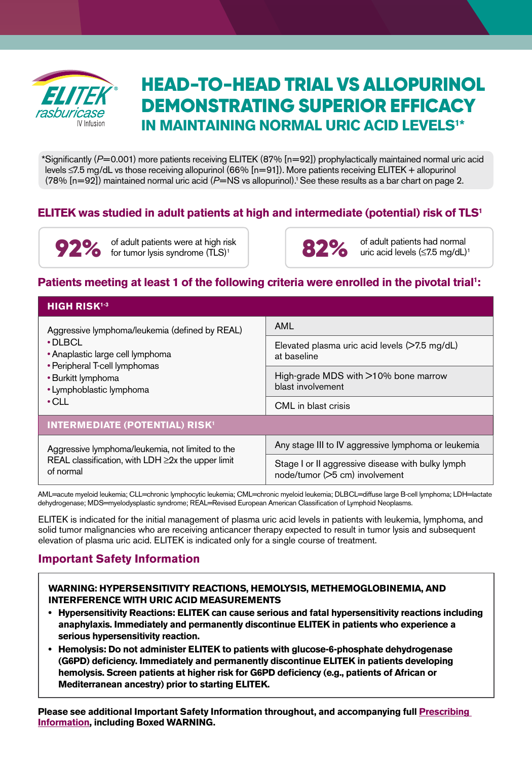ELITEK® rasburicase IV Infusion

# HEAD-TO-HEAD TRIAL VS ALLOPURINOL DEMONSTRATING SUPERIOR EFFICACY IN MAINTAINING NORMAL URIC ACID LEVELS[1]*

*Significantly ($P$=0.001) more patients receiving ELITEK (87% [n=92]) prophylactically maintained normal uric acid levels ≤7.5 mg/dL vs those receiving allopurinol (66% [n=91]). More patients receiving ELITEK + allopurinol (78% [n=92]) maintained normal uric acid ($P$=NS vs allopurinol).[1] See these results as a bar chart on page 2.

## ELITEK was studied in adult patients at high and intermediate (potential) risk of TLS[1]

**92%** of adult patients were at high risk for tumor lysis syndrome (TLS)[1]

**82%** of adult patients had normal uric acid levels (≤7.5 mg/dL)[1]

## Patients meeting at least 1 of the following criteria were enrolled in the pivotal trial[1]:

| **HIGH RISK[1-3]** | |
|---|---|
| Aggressive lymphoma/leukemia (defined by REAL)<br>• DLBCL<br>• Anaplastic large cell lymphoma<br>• Peripheral T-cell lymphomas<br>• Burkitt lymphoma<br>• Lymphoblastic lymphoma<br>• CLL | AML |
| | Elevated plasma uric acid levels (>7.5 mg/dL) at baseline |
| | High-grade MDS with >10% bone marrow blast involvement |
| | CML in blast crisis |
| **INTERMEDIATE (POTENTIAL) RISK[1]** | |
| Aggressive lymphoma/leukemia, not limited to the REAL classification, with LDH ≥2x the upper limit of normal | Any stage III to IV aggressive lymphoma or leukemia |
| | Stage I or II aggressive disease with bulky lymph node/tumor (>5 cm) involvement |

AML=acute myeloid leukemia; CLL=chronic lymphocytic leukemia; CML=chronic myeloid leukemia; DLBCL=diffuse large B-cell lymphoma; LDH=lactate dehydrogenase; MDS=myelodysplastic syndrome; REAL=Revised European American Classification of Lymphoid Neoplasms.

ELITEK is indicated for the initial management of plasma uric acid levels in patients with leukemia, lymphoma, and solid tumor malignancies who are receiving anticancer therapy expected to result in tumor lysis and subsequent elevation of plasma uric acid. ELITEK is indicated only for a single course of treatment.

## Important Safety Information

**WARNING: HYPERSENSITIVITY REACTIONS, HEMOLYSIS, METHEMOGLOBINEMIA, AND INTERFERENCE WITH URIC ACID MEASUREMENTS**

- **Hypersensitivity Reactions: ELITEK can cause serious and fatal hypersensitivity reactions including anaphylaxis. Immediately and permanently discontinue ELITEK in patients who experience a serious hypersensitivity reaction.**
- **Hemolysis: Do not administer ELITEK to patients with glucose-6-phosphate dehydrogenase (G6PD) deficiency. Immediately and permanently discontinue ELITEK in patients developing hemolysis. Screen patients at higher risk for G6PD deficiency (e.g., patients of African or Mediterranean ancestry) prior to starting ELITEK.**

**Please see additional Important Safety Information throughout, and accompanying full Prescribing Information, including Boxed WARNING.**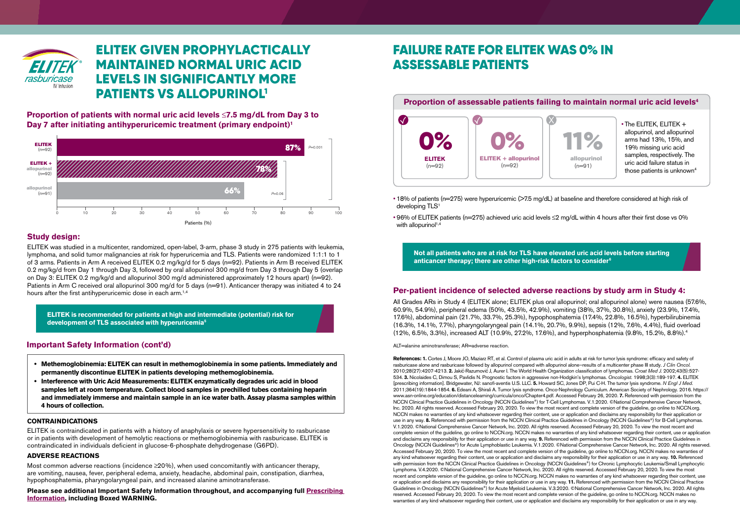ELITEK® rasburicase IV Infusion

# ELITEK GIVEN PROPHYLACTICALLY MAINTAINED NORMAL URIC ACID LEVELS IN SIGNIFICANTLY MORE PATIENTS VS ALLOPURINOL[1]

**Proportion of patients with normal uric acid levels ≤7.5 mg/dL from Day 3 to Day 7 after initiating antihyperuricemic treatment (primary endpoint)[1]**

| Arm | Patients (%) |
|---|---|
| ELITEK (n=92) | 87% |
| ELITEK + allopurinol (n=92) | 78% |
| allopurinol (n=91) | 66% |

ELITEK vs allopurinol: $P$=0.001; ELITEK + allopurinol vs allopurinol: $P$=0.06

## Study design:

ELITEK was studied in a multicenter, randomized, open-label, 3-arm, phase 3 study in 275 patients with leukemia, lymphoma, and solid tumor malignancies at risk for hyperuricemia and TLS. Patients were randomized 1:1:1 to 1 of 3 arms. Patients in Arm A received ELITEK 0.2 mg/kg/d for 5 days (n=92). Patients in Arm B received ELITEK 0.2 mg/kg/d from Day 1 through Day 3, followed by oral allopurinol 300 mg/d from Day 3 through Day 5 (overlap on Day 3: ELITEK 0.2 mg/kg/d and allopurinol 300 mg/d administered approximately 12 hours apart) (n=92). Patients in Arm C received oral allopurinol 300 mg/d for 5 days (n=91). Anticancer therapy was initiated 4 to 24 hours after the first antihyperuricemic dose in each arm.[1,4]

**ELITEK is recommended for patients at high and intermediate (potential) risk for development of TLS associated with hyperuricemia[5]**

## Important Safety Information (cont'd)

- **Methemoglobinemia: ELITEK can result in methemoglobinemia in some patients. Immediately and permanently discontinue ELITEK in patients developing methemoglobinemia.**
- **Interference with Uric Acid Measurements: ELITEK enzymatically degrades uric acid in blood samples left at room temperature. Collect blood samples in prechilled tubes containing heparin and immediately immerse and maintain sample in an ice water bath. Assay plasma samples within 4 hours of collection.**

### CONTRAINDICATIONS

ELITEK is contraindicated in patients with a history of anaphylaxis or severe hypersensitivity to rasburicase or in patients with development of hemolytic reactions or methemoglobinemia with rasburicase. ELITEK is contraindicated in individuals deficient in glucose-6-phosphate dehydrogenase (G6PD).

### ADVERSE REACTIONS

Most common adverse reactions (incidence ≥20%), when used concomitantly with anticancer therapy, are vomiting, nausea, fever, peripheral edema, anxiety, headache, abdominal pain, constipation, diarrhea, hypophosphatemia, pharyngolaryngeal pain, and increased alanine aminotransferase.

**Please see additional Important Safety Information throughout, and accompanying full Prescribing Information, including Boxed WARNING.**

# FAILURE RATE FOR ELITEK WAS 0% IN ASSESSABLE PATIENTS

**Proportion of assessable patients failing to maintain normal uric acid levels[4]**

| ELITEK (n=92) | ELITEK + allopurinol (n=92) | allopurinol (n=91) |
|---|---|---|
| 0% | 0% | 11% |

- The ELITEK, ELITEK + allopurinol, and allopurinol arms had 13%, 15%, and 19% missing uric acid samples, respectively. The uric acid failure status in those patients is unknown[4]

- 18% of patients (n=275) were hyperuricemic (>7.5 mg/dL) at baseline and therefore considered at high risk of developing TLS[1]
- 96% of ELITEK patients (n=275) achieved uric acid levels ≤2 mg/dL within 4 hours after their first dose vs 0% with allopurinol[1,4]

**Not all patients who are at risk for TLS have elevated uric acid levels before starting anticancer therapy; there are other high-risk factors to consider[6]**

## Per-patient incidence of selected adverse reactions by study arm in Study 4:

All Grades ARs in Study 4 (ELITEK alone; ELITEK plus oral allopurinol; oral allopurinol alone) were nausea (57.6%, 60.9%, 54.9%), peripheral edema (50%, 43.5%, 42.9%), vomiting (38%, 37%, 30.8%), anxiety (23.9%, 17.4%, 17.6%), abdominal pain (21.7%, 33.7%, 25.3%), hypophosphatemia (17.4%, 22.8%, 16.5%), hyperbilirubinemia (16.3%, 14.1%, 7.7%), pharyngolaryngeal pain (14.1%, 20.7%, 9.9%), sepsis (12%, 7.6%, 4.4%), fluid overload (12%, 6.5%, 3.3%), increased ALT (10.9%, 27.2%, 17.6%), and hyperphosphatemia (9.8%, 15.2%, 8.8%).[4]

ALT=alanine aminotransferase; AR=adverse reaction.

**References: 1.** Cortes J, Moore JO, Maziarz RT, et al. Control of plasma uric acid in adults at risk for tumor lysis syndrome: efficacy and safety of rasburicase alone and rasburicase followed by allopurinol compared with allopurinol alone–results of a multicenter phase III study. *J Clin Oncol.* 2010;28(27):4207-4213. **2.** Jakić-Razumović J, Aurer I. The World Health Organization classification of lymphomas. *Croat Med J.* 2002;43(5):527-534. **3.** Nicolaides C, Dimou S, Pavlidis N. Prognostic factors in aggressive non-Hodgkin's lymphomas. *Oncologist.* 1998;3(3):189-197. **4.** ELITEK [prescribing information]. Bridgewater, NJ: sanofi-aventis U.S. LLC. **5.** Howard SC, Jones DP, Pui C-H. The tumor lysis syndrome. *N Engl J Med.* 2011;364(19):1844-1854. **6.** Edeani A, Shirali A. Tumor lysis syndrome. Onco-Nephrology Curriculum. American Society of Nephrology. 2016. https://www.asn-online.org/education/distancelearning/curricula/onco/Chapter4.pdf. Accessed February 26, 2020. **7.** Referenced with permission from the NCCN Clinical Practice Guidelines in Oncology (NCCN Guidelines®) for T-Cell Lymphomas. V.1.2020. ©National Comprehensive Cancer Network, Inc. 2020. All rights reserved. Accessed February 20, 2020. To view the most recent and complete version of the guideline, go online to NCCN.org. NCCN makes no warranties of any kind whatsoever regarding their content, use or application and disclaims any responsibility for their application or use in any way. **8.** Referenced with permission from the NCCN Clinical Practice Guidelines in Oncology (NCCN Guidelines®) for B-Cell Lymphomas. V.1.2020. ©National Comprehensive Cancer Network, Inc. 2020. All rights reserved. Accessed February 20, 2020. To view the most recent and complete version of the guideline, go online to NCCN.org. NCCN makes no warranties of any kind whatsoever regarding their content, use or application and disclaims any responsibility for their application or use in any way. **9.** Referenced with permission from the NCCN Clinical Practice Guidelines in Oncology (NCCN Guidelines®) for Acute Lymphoblastic Leukemia. V.1.2020. ©National Comprehensive Cancer Network, Inc. 2020. All rights reserved. Accessed February 20, 2020. To view the most recent and complete version of the guideline, go online to NCCN.org. NCCN makes no warranties of any kind whatsoever regarding their content, use or application and disclaims any responsibility for their application or use in any way. **10.** Referenced with permission from the NCCN Clinical Practice Guidelines in Oncology (NCCN Guidelines®) for Chronic Lymphocytic Leukemia/Small Lymphocytic Lymphoma. V.4.2020. ©National Comprehensive Cancer Network, Inc. 2020. All rights reserved. Accessed February 20, 2020. To view the most recent and complete version of the guideline, go online to NCCN.org. NCCN makes no warranties of any kind whatsoever regarding their content, use or application and disclaims any responsibility for their application or use in any way. **11.** Referenced with permission from the NCCN Clinical Practice Guidelines in Oncology (NCCN Guidelines®) for Acute Myeloid Leukemia. V.3.2020. ©National Comprehensive Cancer Network, Inc. 2020. All rights reserved. Accessed February 20, 2020. To view the most recent and complete version of the guideline, go online to NCCN.org. NCCN makes no warranties of any kind whatsoever regarding their content, use or application and disclaims any responsibility for their application or use in any way.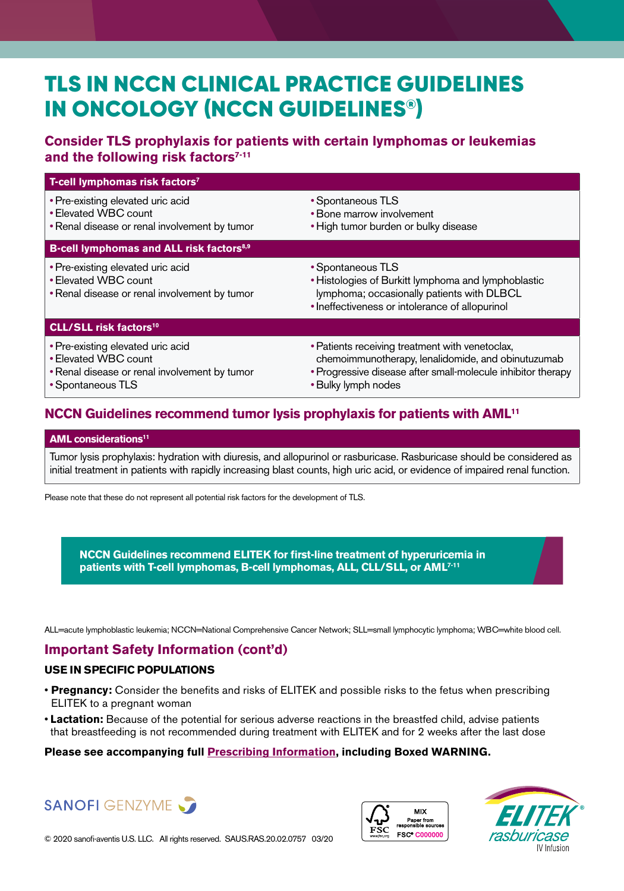# TLS IN NCCN CLINICAL PRACTICE GUIDELINES IN ONCOLOGY (NCCN GUIDELINES®)

## Consider TLS prophylaxis for patients with certain lymphomas or leukemias and the following risk factors[7-11]

| T-cell lymphomas risk factors[7] | |
|---|---|
| • Pre-existing elevated uric acid<br>• Elevated WBC count<br>• Renal disease or renal involvement by tumor | • Spontaneous TLS<br>• Bone marrow involvement<br>• High tumor burden or bulky disease |
| **B-cell lymphomas and ALL risk factors[8,9]** | |
| • Pre-existing elevated uric acid<br>• Elevated WBC count<br>• Renal disease or renal involvement by tumor | • Spontaneous TLS<br>• Histologies of Burkitt lymphoma and lymphoblastic lymphoma; occasionally patients with DLBCL<br>• Ineffectiveness or intolerance of allopurinol |
| **CLL/SLL risk factors[10]** | |
| • Pre-existing elevated uric acid<br>• Elevated WBC count<br>• Renal disease or renal involvement by tumor<br>• Spontaneous TLS | • Patients receiving treatment with venetoclax, chemoimmunotherapy, lenalidomide, and obinutuzumab<br>• Progressive disease after small-molecule inhibitor therapy<br>• Bulky lymph nodes |

## NCCN Guidelines recommend tumor lysis prophylaxis for patients with AML[11]

| AML considerations[11] |
|---|
| Tumor lysis prophylaxis: hydration with diuresis, and allopurinol or rasburicase. Rasburicase should be considered as initial treatment in patients with rapidly increasing blast counts, high uric acid, or evidence of impaired renal function. |

Please note that these do not represent all potential risk factors for the development of TLS.

**NCCN Guidelines recommend ELITEK for first-line treatment of hyperuricemia in patients with T-cell lymphomas, B-cell lymphomas, ALL, CLL/SLL, or AML[7-11]**

ALL=acute lymphoblastic leukemia; NCCN=National Comprehensive Cancer Network; SLL=small lymphocytic lymphoma; WBC=white blood cell.

## Important Safety Information (cont'd)

### USE IN SPECIFIC POPULATIONS

- **Pregnancy:** Consider the benefits and risks of ELITEK and possible risks to the fetus when prescribing ELITEK to a pregnant woman
- **Lactation:** Because of the potential for serious adverse reactions in the breastfed child, advise patients that breastfeeding is not recommended during treatment with ELITEK and for 2 weeks after the last dose

**Please see accompanying full Prescribing Information, including Boxed WARNING.**

SANOFI GENZYME

MIX Paper from responsible sources FSC® C000000

ELITEK® rasburicase IV Infusion

© 2020 sanofi-aventis U.S. LLC. All rights reserved. SAUS.RAS.20.02.0757 03/20